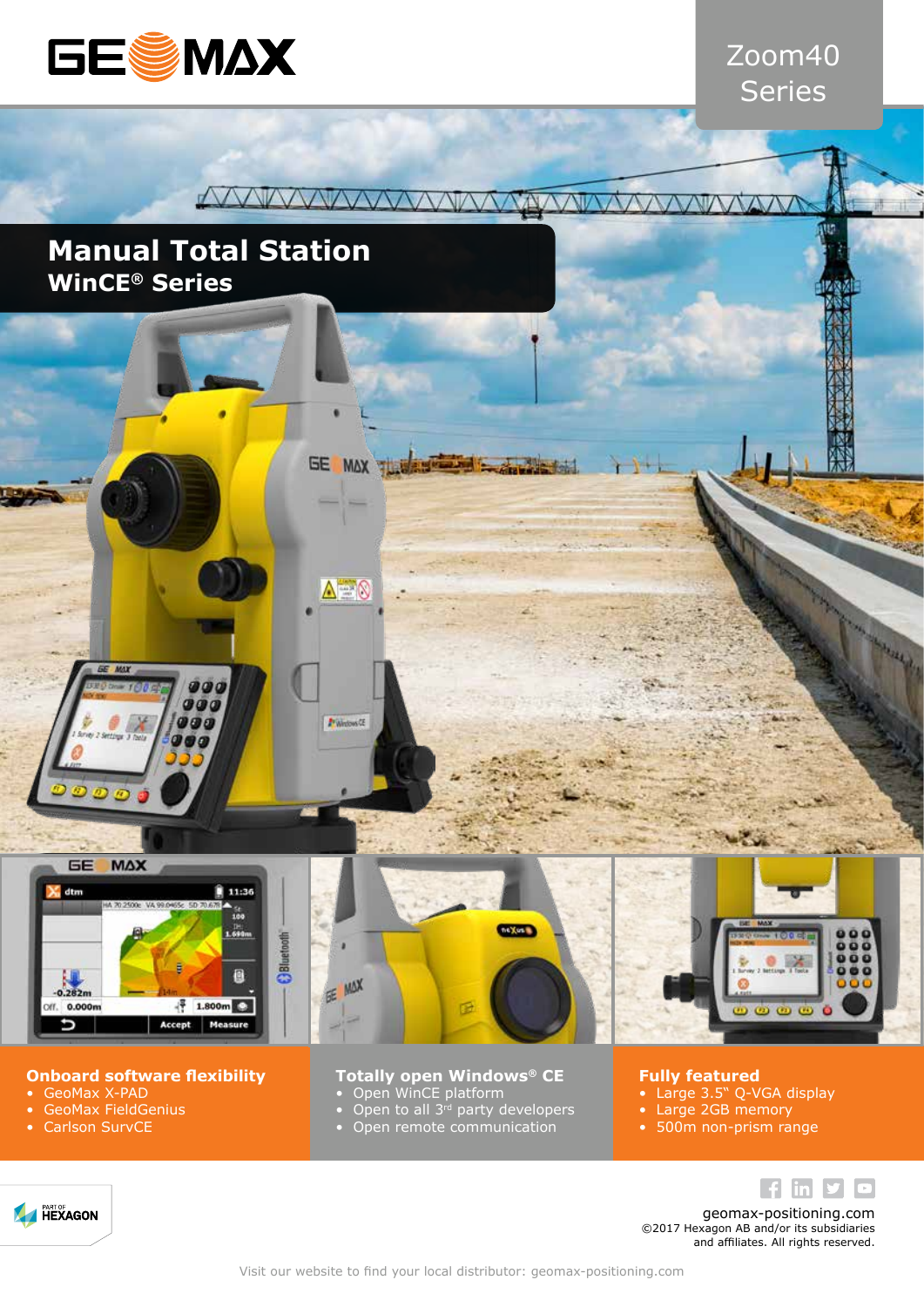GEOMAX

Zoom40 Series

# Manual Total Station
## WinCE® Series

### Onboard software flexibility
- GeoMax X-PAD
- GeoMax FieldGenius
- Carlson SurvCE

### Totally open Windows® CE
- Open WinCE platform
- Open to all 3rd party developers
- Open remote communication

### Fully featured
- Large 3.5" Q-VGA display
- Large 2GB memory
- 500m non-prism range

PART OF HEXAGON

geomax-positioning.com
©2017 Hexagon AB and/or its subsidiaries and affiliates. All rights reserved.

Visit our website to find your local distributor: geomax-positioning.com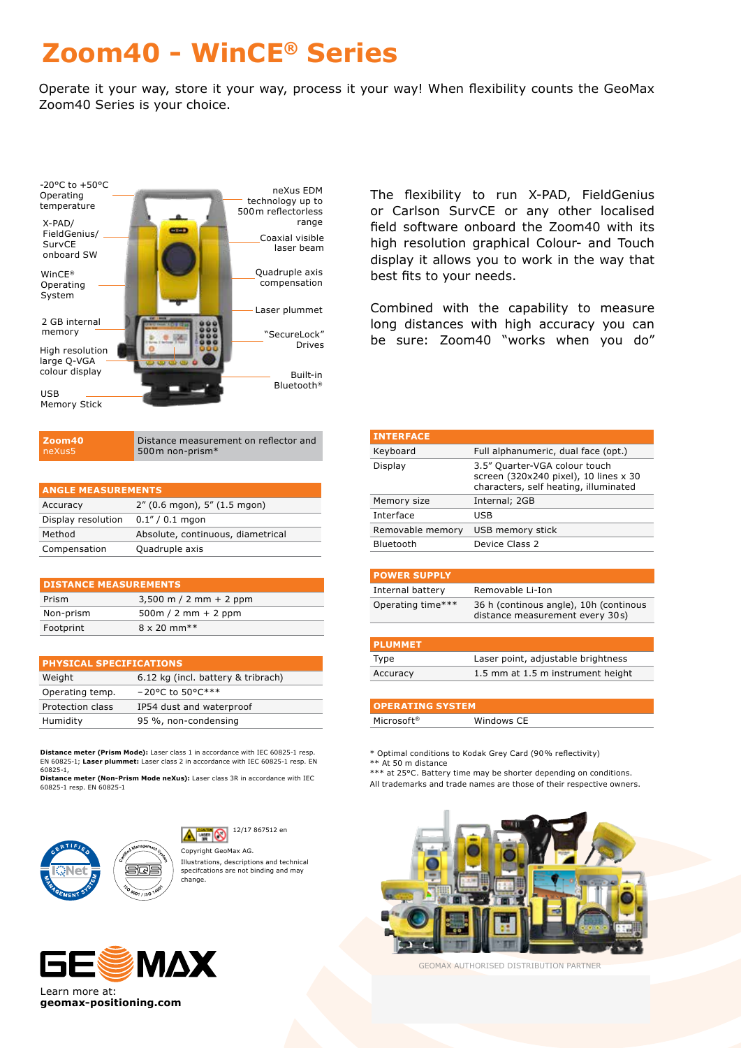# Zoom40 - WinCE® Series

Operate it your way, store it your way, process it your way! When flexibility counts the GeoMax Zoom40 Series is your choice.

-20°C to +50°C Operating temperature

X-PAD/ FieldGenius/ SurvCE onboard SW

WinCE® Operating System

2 GB internal memory

High resolution large Q-VGA colour display

USB Memory Stick

neXus EDM technology up to 500 m reflectorless range

Coaxial visible laser beam

Quadruple axis compensation

Laser plummet

"SecureLock" Drives

Built-in Bluetooth®

The flexibility to run X-PAD, FieldGenius or Carlson SurvCE or any other localised field software onboard the Zoom40 with its high resolution graphical Colour- and Touch display it allows you to work in the way that best fits to your needs.

Combined with the capability to measure long distances with high accuracy you can be sure: Zoom40 "works when you do"

| | |
|---|---|
| **Zoom40** neXus5 | Distance measurement on reflector and 500 m non-prism* |

| ANGLE MEASUREMENTS | |
|---|---|
| Accuracy | 2" (0.6 mgon), 5" (1.5 mgon) |
| Display resolution | 0.1" / 0.1 mgon |
| Method | Absolute, continuous, diametrical |
| Compensation | Quadruple axis |

| DISTANCE MEASUREMENTS | |
|---|---|
| Prism | 3,500 m / 2 mm + 2 ppm |
| Non-prism | 500m / 2 mm + 2 ppm |
| Footprint | 8 x 20 mm** |

| PHYSICAL SPECIFICATIONS | |
|---|---|
| Weight | 6.12 kg (incl. battery & tribrach) |
| Operating temp. | −20°C to 50°C*** |
| Protection class | IP54 dust and waterproof |
| Humidity | 95 %, non-condensing |

| INTERFACE | |
|---|---|
| Keyboard | Full alphanumeric, dual face (opt.) |
| Display | 3.5" Quarter-VGA colour touch screen (320x240 pixel), 10 lines x 30 characters, self heating, illuminated |
| Memory size | Internal; 2GB |
| Interface | USB |
| Removable memory | USB memory stick |
| Bluetooth | Device Class 2 |

| POWER SUPPLY | |
|---|---|
| Internal battery | Removable Li-Ion |
| Operating time*** | 36 h (continous angle), 10h (continous distance measurement every 30s) |

| PLUMMET | |
|---|---|
| Type | Laser point, adjustable brightness |
| Accuracy | 1.5 mm at 1.5 m instrument height |

| OPERATING SYSTEM | |
|---|---|
| Microsoft® | Windows CE |

**Distance meter (Prism Mode):** Laser class 1 in accordance with IEC 60825-1 resp. EN 60825-1; **Laser plummet:** Laser class 2 in accordance with IEC 60825-1 resp. EN 60825-1,
**Distance meter (Non-Prism Mode neXus):** Laser class 3R in accordance with IEC 60825-1 resp. EN 60825-1

\* Optimal conditions to Kodak Grey Card (90% reflectivity)
\** At 50 m distance
\*** at 25°C. Battery time may be shorter depending on conditions.
All trademarks and trade names are those of their respective owners.

12/17 867512 en

Copyright GeoMax AG.
Illustrations, descriptions and technical specifcations are not binding and may change.

GEOMAX AUTHORISED DISTRIBUTION PARTNER

Learn more at:
**geomax-positioning.com**